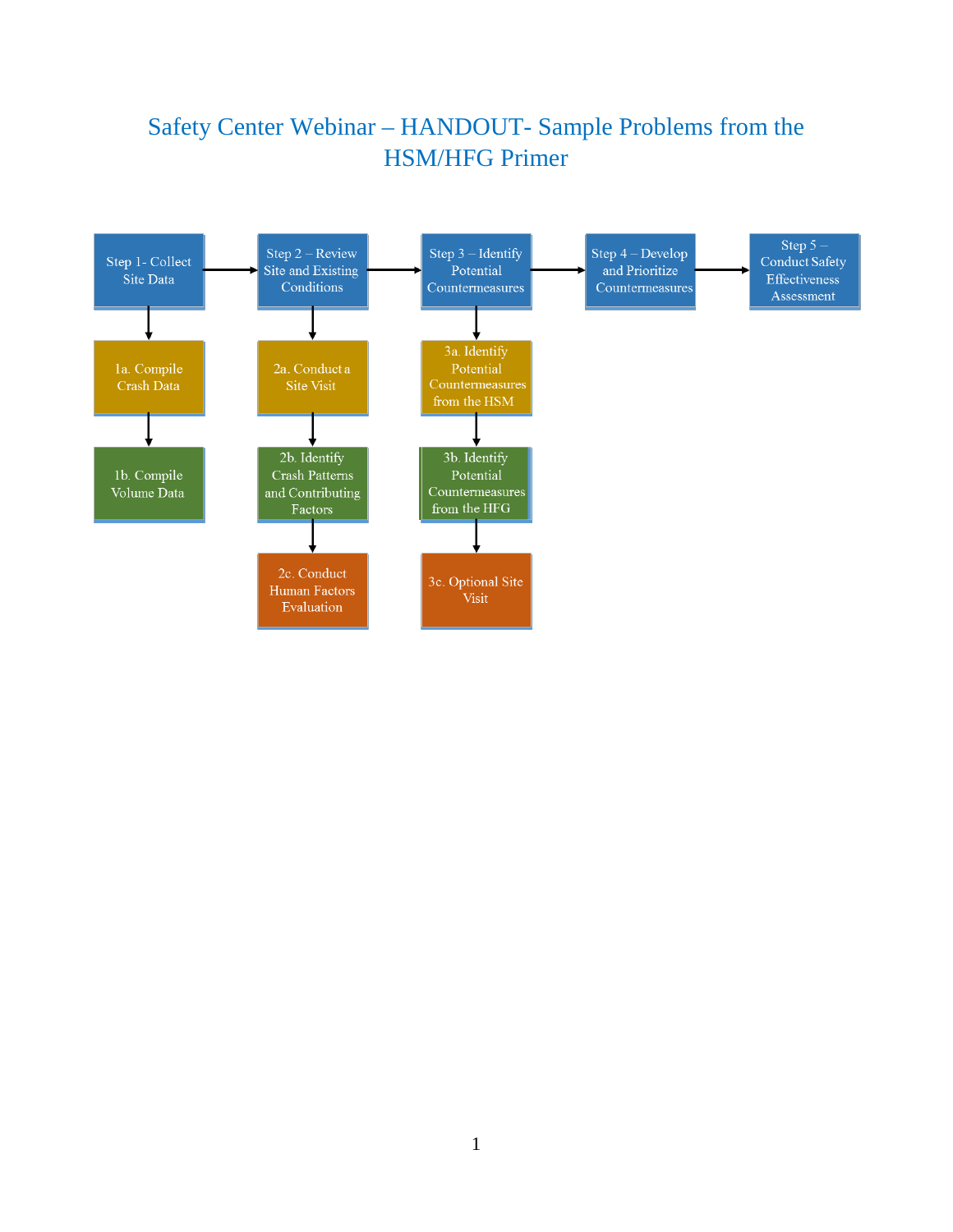# Safety Center Webinar – HANDOUT- Sample Problems from the HSM/HFG Primer

- **Step 1- Collect Site Data**
  - 1a. Compile Crash Data
  - 1b. Compile Volume Data
- **Step 2 – Review Site and Existing Conditions**
  - 2a. Conduct a Site Visit
  - 2b. Identify Crash Patterns and Contributing Factors
  - 2c. Conduct Human Factors Evaluation
- **Step 3 – Identify Potential Countermeasures**
  - 3a. Identify Potential Countermeasures from the HSM
  - 3b. Identify Potential Countermeasures from the HFG
  - 3c. Optional Site Visit
- **Step 4 – Develop and Prioritize Countermeasures**
- **Step 5 – Conduct Safety Effectiveness Assessment**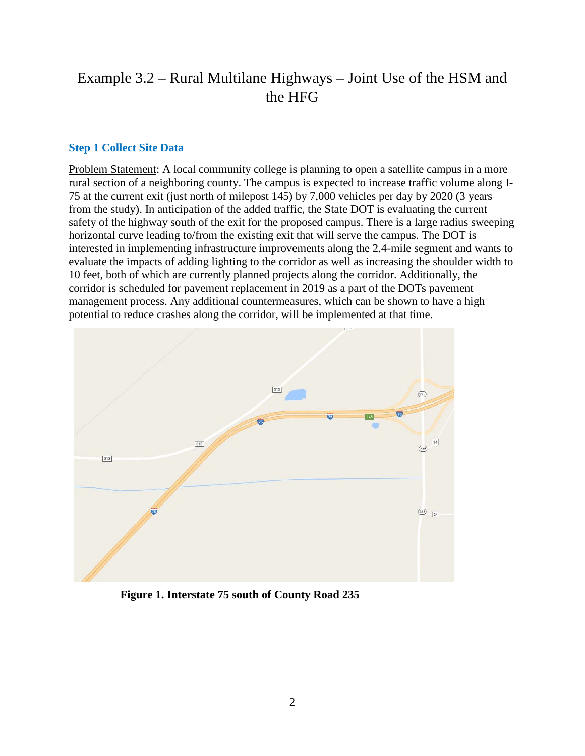# Example 3.2 – Rural Multilane Highways – Joint Use of the HSM and the HFG

## Step 1 Collect Site Data

Problem Statement: A local community college is planning to open a satellite campus in a more rural section of a neighboring county. The campus is expected to increase traffic volume along I-75 at the current exit (just north of milepost 145) by 7,000 vehicles per day by 2020 (3 years from the study). In anticipation of the added traffic, the State DOT is evaluating the current safety of the highway south of the exit for the proposed campus. There is a large radius sweeping horizontal curve leading to/from the existing exit that will serve the campus. The DOT is interested in implementing infrastructure improvements along the 2.4-mile segment and wants to evaluate the impacts of adding lighting to the corridor as well as increasing the shoulder width to 10 feet, both of which are currently planned projects along the corridor. Additionally, the corridor is scheduled for pavement replacement in 2019 as a part of the DOTs pavement management process. Any additional countermeasures, which can be shown to have a high potential to reduce crashes along the corridor, will be implemented at that time.

**Figure 1. Interstate 75 south of County Road 235**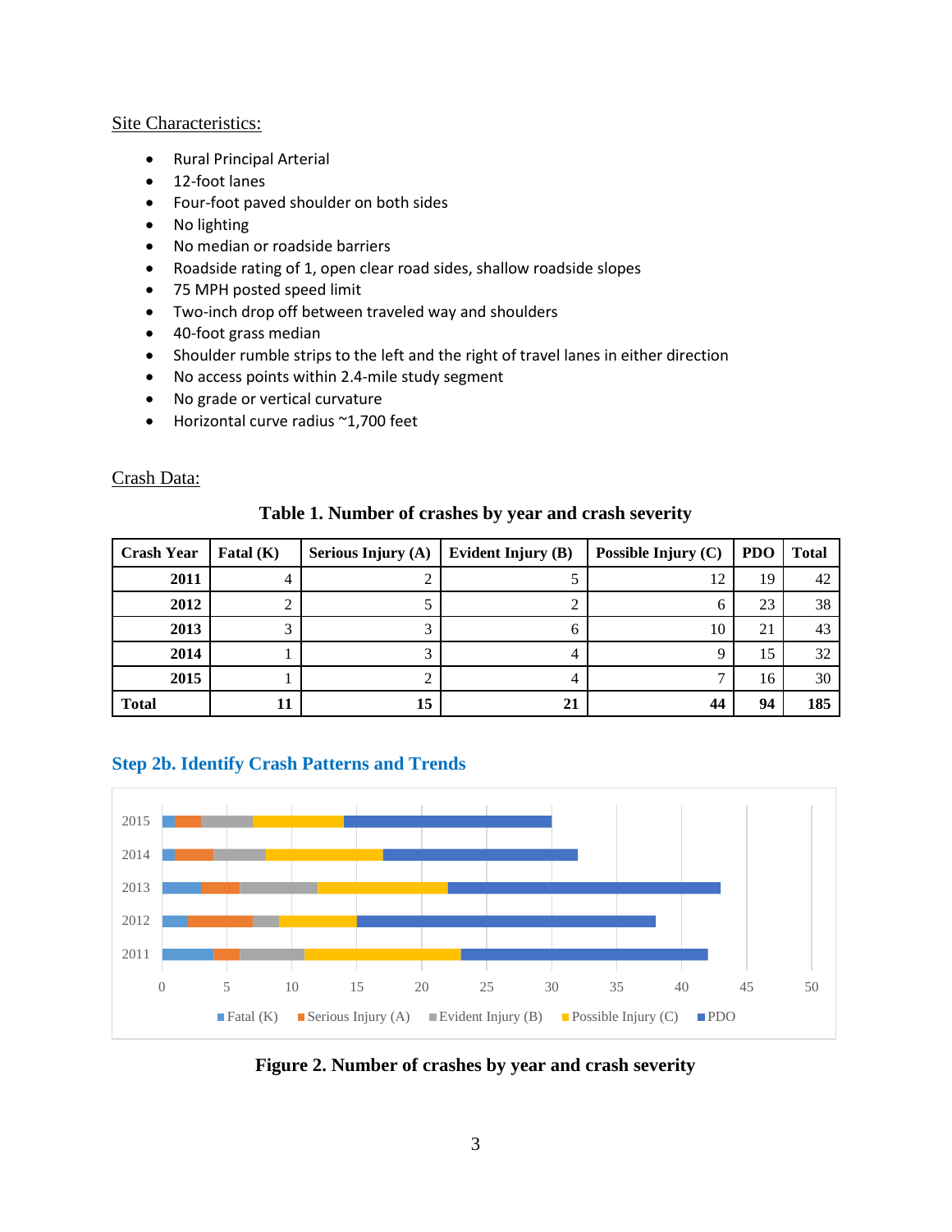Site Characteristics:

- Rural Principal Arterial
- 12-foot lanes
- Four-foot paved shoulder on both sides
- No lighting
- No median or roadside barriers
- Roadside rating of 1, open clear road sides, shallow roadside slopes
- 75 MPH posted speed limit
- Two-inch drop off between traveled way and shoulders
- 40-foot grass median
- Shoulder rumble strips to the left and the right of travel lanes in either direction
- No access points within 2.4-mile study segment
- No grade or vertical curvature
- Horizontal curve radius ~1,700 feet

Crash Data:

**Table 1. Number of crashes by year and crash severity**

| Crash Year | Fatal (K) | Serious Injury (A) | Evident Injury (B) | Possible Injury (C) | PDO | Total |
|---|---|---|---|---|---|---|
| **2011** | 4 | 2 | 5 | 12 | 19 | 42 |
| **2012** | 2 | 5 | 2 | 6 | 23 | 38 |
| **2013** | 3 | 3 | 6 | 10 | 21 | 43 |
| **2014** | 1 | 3 | 4 | 9 | 15 | 32 |
| **2015** | 1 | 2 | 4 | 7 | 16 | 30 |
| **Total** | **11** | **15** | **21** | **44** | **94** | **185** |

## Step 2b. Identify Crash Patterns and Trends

**Figure 2. Number of crashes by year and crash severity**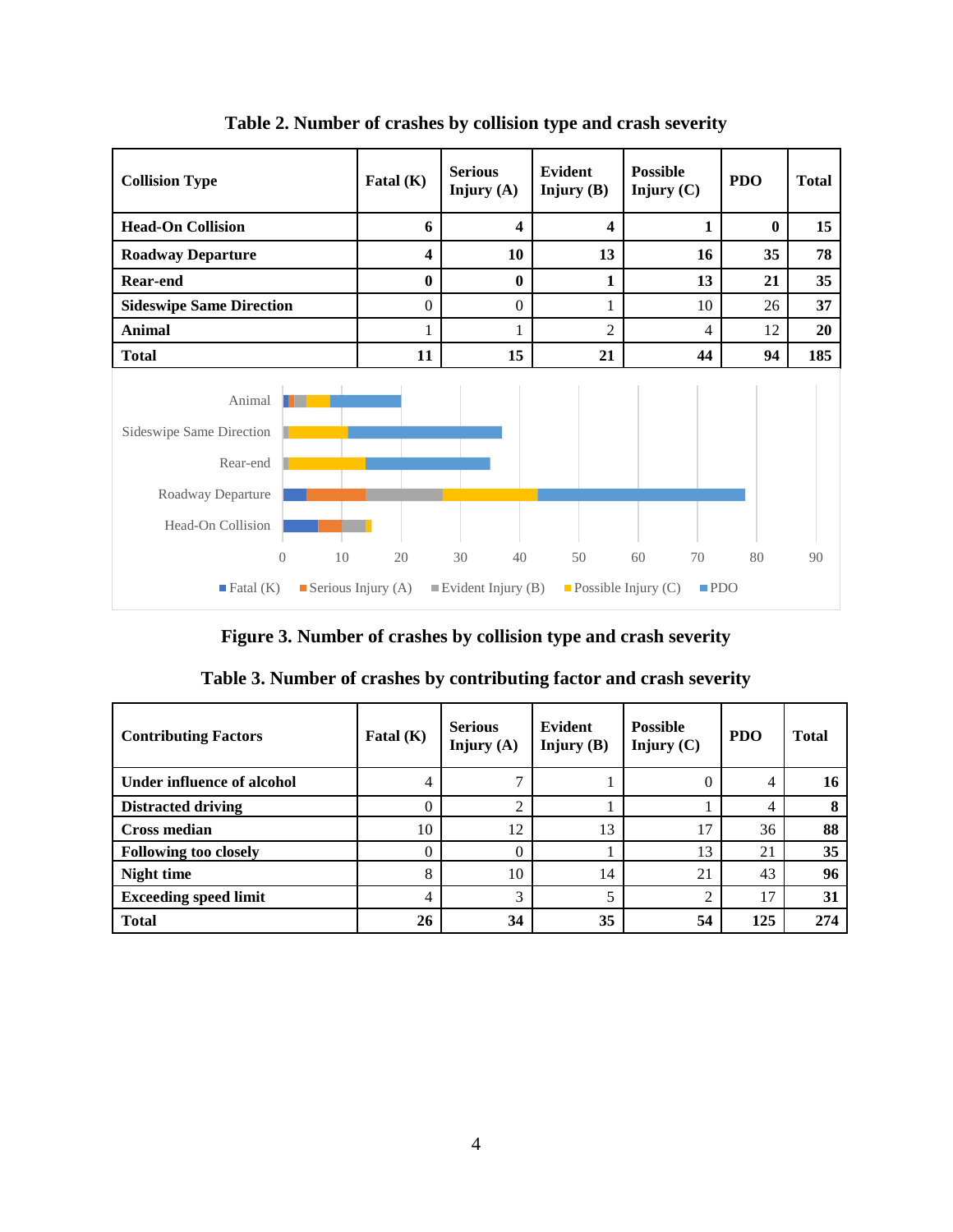**Table 2. Number of crashes by collision type and crash severity**

| Collision Type | Fatal (K) | Serious Injury (A) | Evident Injury (B) | Possible Injury (C) | PDO | Total |
|---|---|---|---|---|---|---|
| **Head-On Collision** | **6** | **4** | **4** | **1** | **0** | **15** |
| **Roadway Departure** | **4** | **10** | **13** | **16** | **35** | **78** |
| **Rear-end** | **0** | **0** | **1** | **13** | **21** | **35** |
| **Sideswipe Same Direction** | 0 | 0 | 1 | 10 | 26 | **37** |
| **Animal** | 1 | 1 | 2 | 4 | 12 | **20** |
| **Total** | **11** | **15** | **21** | **44** | **94** | **185** |

**Figure 3. Number of crashes by collision type and crash severity**

**Table 3. Number of crashes by contributing factor and crash severity**

| Contributing Factors | Fatal (K) | Serious Injury (A) | Evident Injury (B) | Possible Injury (C) | PDO | Total |
|---|---|---|---|---|---|---|
| **Under influence of alcohol** | 4 | 7 | 1 | 0 | 4 | **16** |
| **Distracted driving** | 0 | 2 | 1 | 1 | 4 | **8** |
| **Cross median** | 10 | 12 | 13 | 17 | 36 | **88** |
| **Following too closely** | 0 | 0 | 1 | 13 | 21 | **35** |
| **Night time** | 8 | 10 | 14 | 21 | 43 | **96** |
| **Exceeding speed limit** | 4 | 3 | 5 | 2 | 17 | **31** |
| **Total** | **26** | **34** | **35** | **54** | **125** | **274** |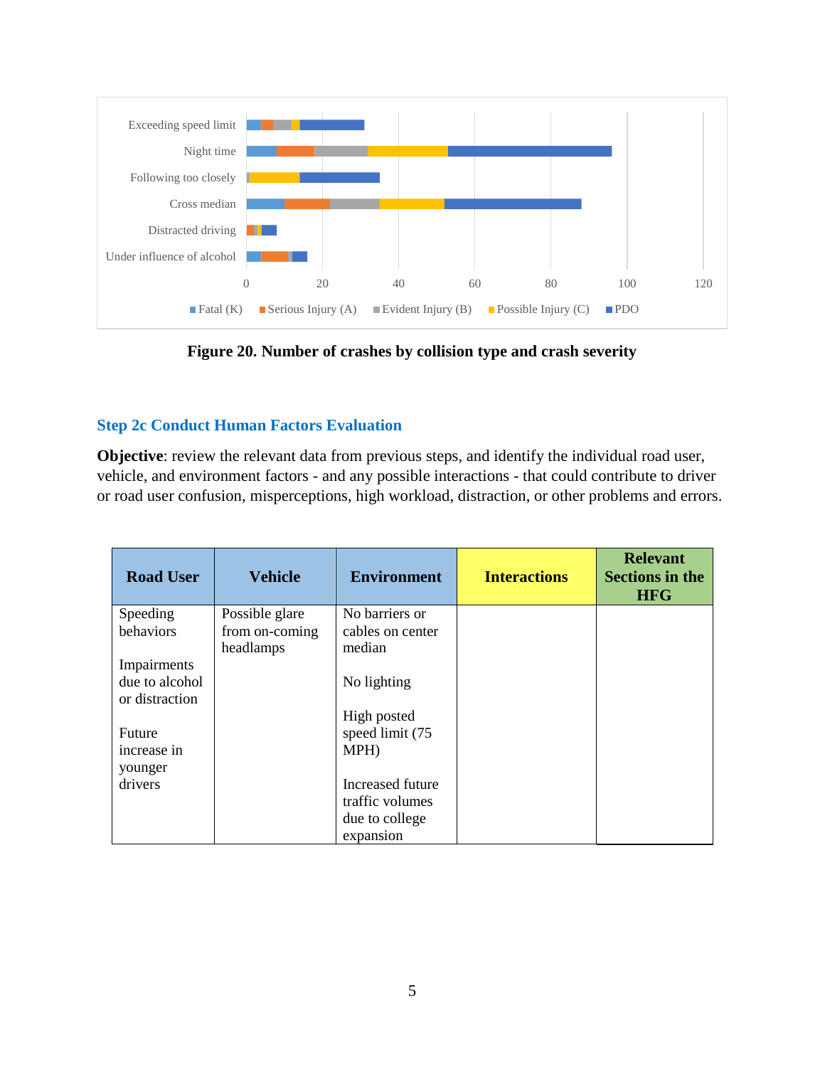**Figure 20. Number of crashes by collision type and crash severity**

### Step 2c Conduct Human Factors Evaluation

**Objective**: review the relevant data from previous steps, and identify the individual road user, vehicle, and environment factors - and any possible interactions - that could contribute to driver or road user confusion, misperceptions, high workload, distraction, or other problems and errors.

| Road User | Vehicle | Environment | Interactions | Relevant Sections in the HFG |
|---|---|---|---|---|
| Speeding behaviors<br><br>Impairments due to alcohol or distraction<br><br>Future increase in younger drivers | Possible glare from on-coming headlamps | No barriers or cables on center median<br><br>No lighting<br><br>High posted speed limit (75 MPH)<br><br>Increased future traffic volumes due to college expansion | | |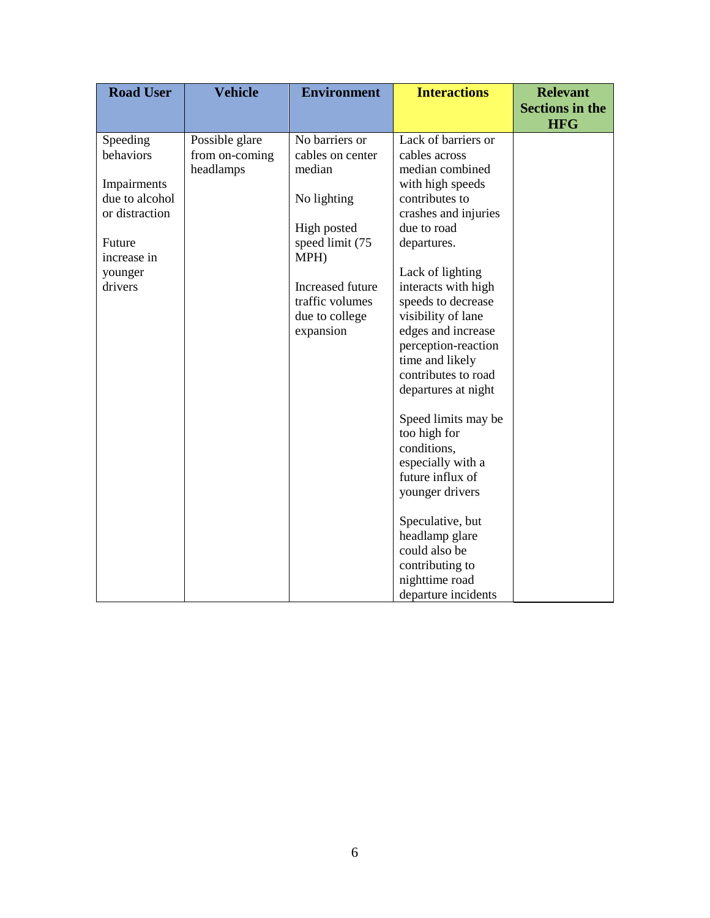| Road User | Vehicle | Environment | Interactions | Relevant Sections in the HFG |
|---|---|---|---|---|
| Speeding behaviors<br><br>Impairments due to alcohol or distraction<br><br>Future increase in younger drivers | Possible glare from on-coming headlamps | No barriers or cables on center median<br><br>No lighting<br><br>High posted speed limit (75 MPH)<br><br>Increased future traffic volumes due to college expansion | Lack of barriers or cables across median combined with high speeds contributes to crashes and injuries due to road departures.<br><br>Lack of lighting interacts with high speeds to decrease visibility of lane edges and increase perception-reaction time and likely contributes to road departures at night<br><br>Speed limits may be too high for conditions, especially with a future influx of younger drivers<br><br>Speculative, but headlamp glare could also be contributing to nighttime road departure incidents | |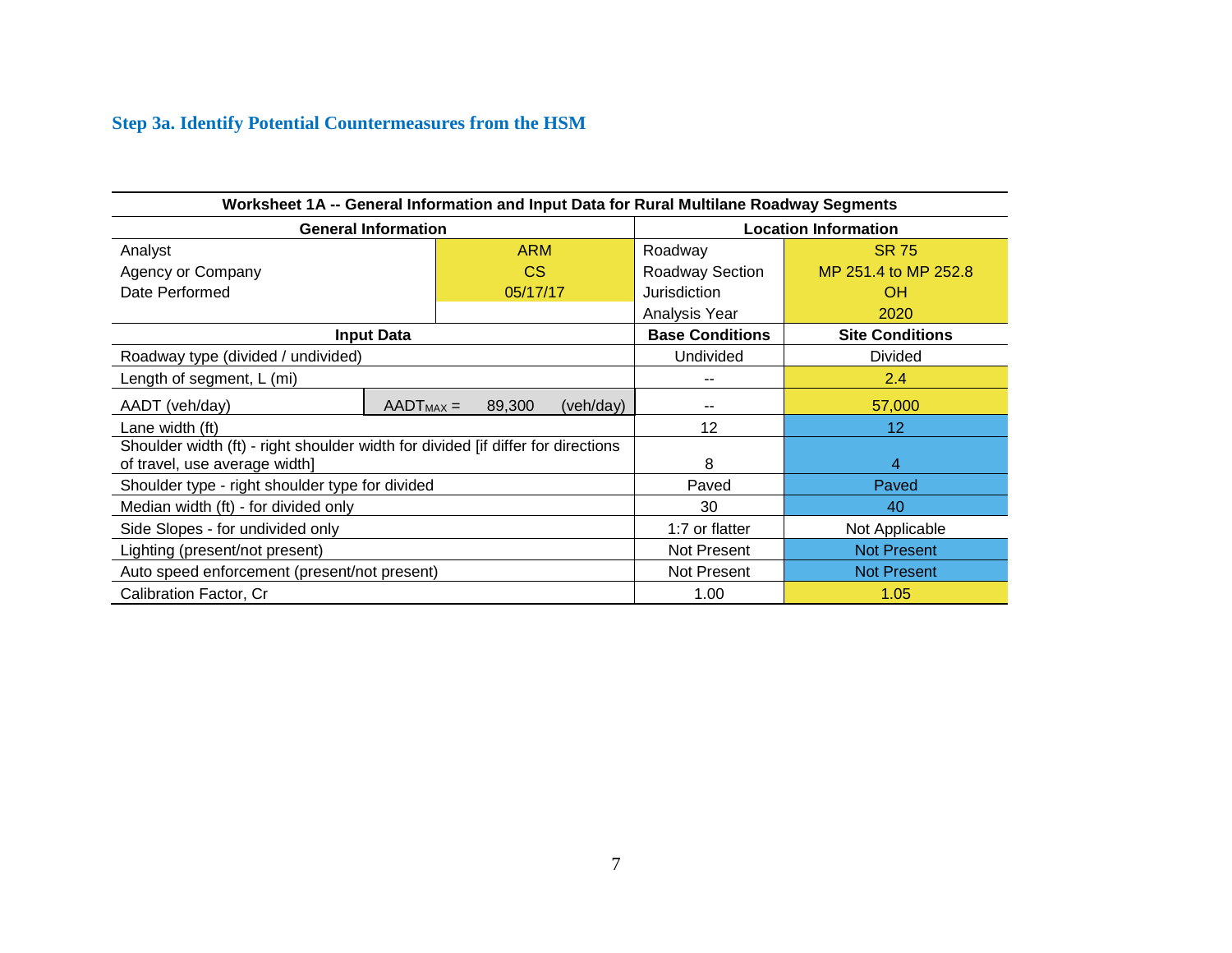### Step 3a. Identify Potential Countermeasures from the HSM

| Worksheet 1A -- General Information and Input Data for Rural Multilane Roadway Segments | | | |
|---|---|---|---|
| **General Information** | | **Location Information** | |
| Analyst | ARM | Roadway | SR 75 |
| Agency or Company | CS | Roadway Section | MP 251.4 to MP 252.8 |
| Date Performed | 05/17/17 | Jurisdiction | OH |
| | | Analysis Year | 2020 |
| **Input Data** | | **Base Conditions** | **Site Conditions** |
| Roadway type (divided / undivided) | | Undivided | Divided |
| Length of segment, L (mi) | | -- | 2.4 |
| AADT (veh/day) | $AADT_{MAX}$ = 89,300 (veh/day) | -- | 57,000 |
| Lane width (ft) | | 12 | 12 |
| Shoulder width (ft) - right shoulder width for divided [if differ for directions of travel, use average width] | | 8 | 4 |
| Shoulder type - right shoulder type for divided | | Paved | Paved |
| Median width (ft) - for divided only | | 30 | 40 |
| Side Slopes - for undivided only | | 1:7 or flatter | Not Applicable |
| Lighting (present/not present) | | Not Present | Not Present |
| Auto speed enforcement (present/not present) | | Not Present | Not Present |
| Calibration Factor, Cr | | 1.00 | 1.05 |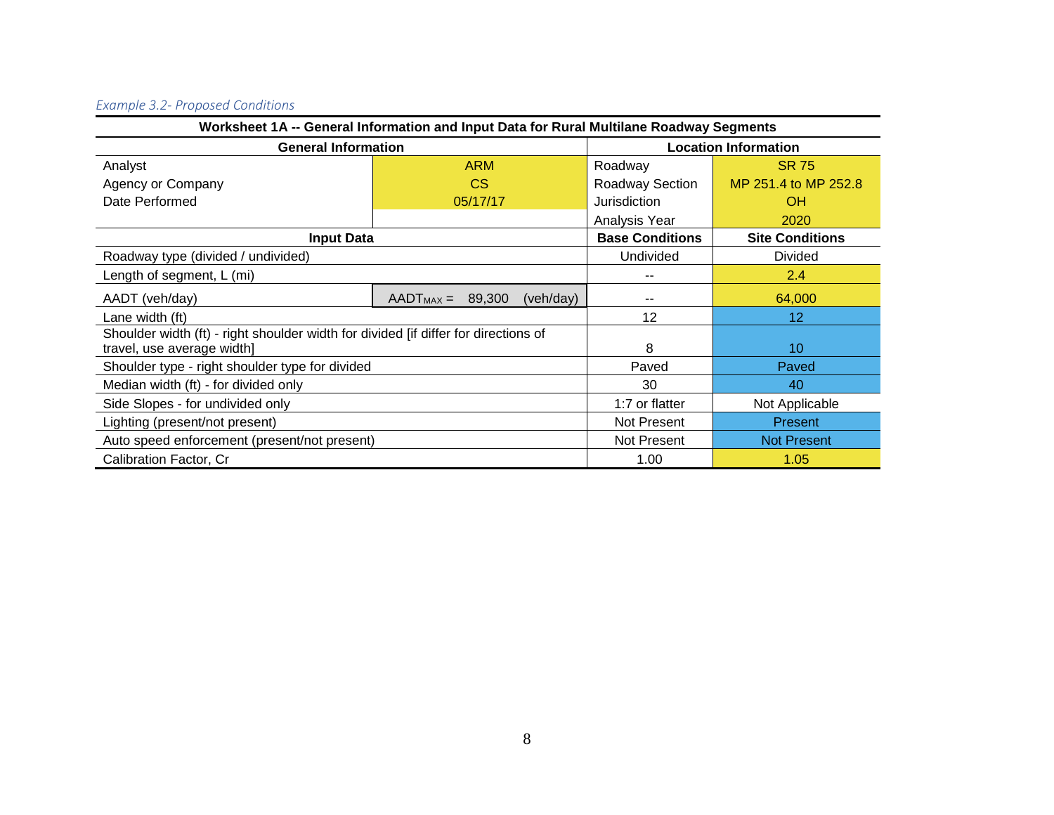*Example 3.2- Proposed Conditions*

| Worksheet 1A -- General Information and Input Data for Rural Multilane Roadway Segments | | | |
|---|---|---|---|
| **General Information** | | **Location Information** | |
| Analyst | ARM | Roadway | SR 75 |
| Agency or Company | CS | Roadway Section | MP 251.4 to MP 252.8 |
| Date Performed | 05/17/17 | Jurisdiction | OH |
| | | Analysis Year | 2020 |
| **Input Data** | | **Base Conditions** | **Site Conditions** |
| Roadway type (divided / undivided) | | Undivided | Divided |
| Length of segment, L (mi) | | -- | 2.4 |
| AADT (veh/day) | $AADT_{MAX}$ = 89,300 (veh/day) | -- | 64,000 |
| Lane width (ft) | | 12 | 12 |
| Shoulder width (ft) - right shoulder width for divided [if differ for directions of travel, use average width] | | 8 | 10 |
| Shoulder type - right shoulder type for divided | | Paved | Paved |
| Median width (ft) - for divided only | | 30 | 40 |
| Side Slopes - for undivided only | | 1:7 or flatter | Not Applicable |
| Lighting (present/not present) | | Not Present | Present |
| Auto speed enforcement (present/not present) | | Not Present | Not Present |
| Calibration Factor, Cr | | 1.00 | 1.05 |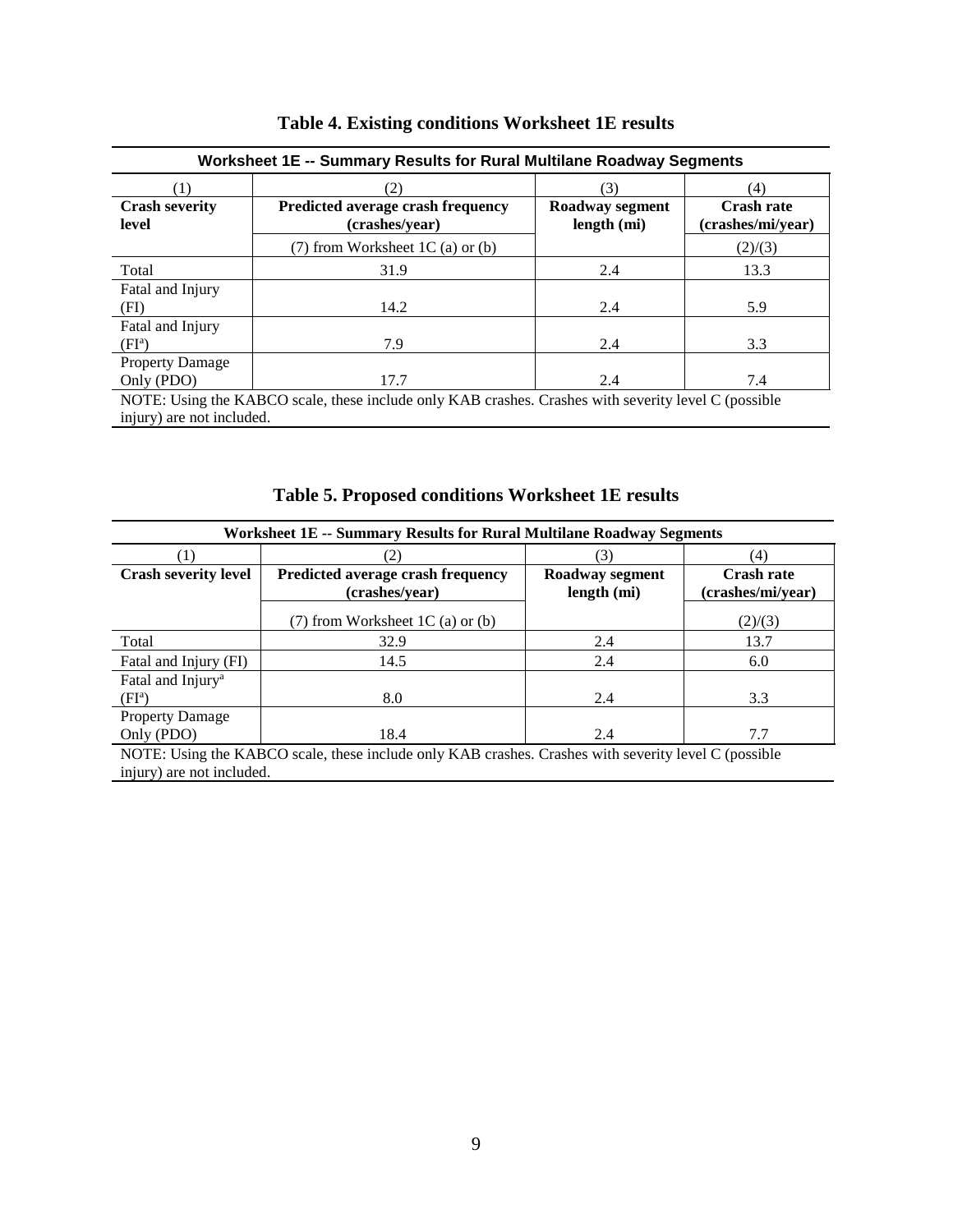**Table 4. Existing conditions Worksheet 1E results**

| Worksheet 1E -- Summary Results for Rural Multilane Roadway Segments | | | |
|---|---|---|---|
| (1) | (2) | (3) | (4) |
| **Crash severity level** | **Predicted average crash frequency (crashes/year)** | **Roadway segment length (mi)** | **Crash rate (crashes/mi/year)** |
| | (7) from Worksheet 1C (a) or (b) | | (2)/(3) |
| Total | 31.9 | 2.4 | 13.3 |
| Fatal and Injury (FI) | 14.2 | 2.4 | 5.9 |
| Fatal and Injury (FI[a]) | 7.9 | 2.4 | 3.3 |
| Property Damage Only (PDO) | 17.7 | 2.4 | 7.4 |

NOTE: Using the KABCO scale, these include only KAB crashes. Crashes with severity level C (possible injury) are not included.

**Table 5. Proposed conditions Worksheet 1E results**

| Worksheet 1E -- Summary Results for Rural Multilane Roadway Segments | | | |
|---|---|---|---|
| (1) | (2) | (3) | (4) |
| **Crash severity level** | **Predicted average crash frequency (crashes/year)** | **Roadway segment length (mi)** | **Crash rate (crashes/mi/year)** |
| | (7) from Worksheet 1C (a) or (b) | | (2)/(3) |
| Total | 32.9 | 2.4 | 13.7 |
| Fatal and Injury (FI) | 14.5 | 2.4 | 6.0 |
| Fatal and Injury[a] (FI[a]) | 8.0 | 2.4 | 3.3 |
| Property Damage Only (PDO) | 18.4 | 2.4 | 7.7 |

NOTE: Using the KABCO scale, these include only KAB crashes. Crashes with severity level C (possible injury) are not included.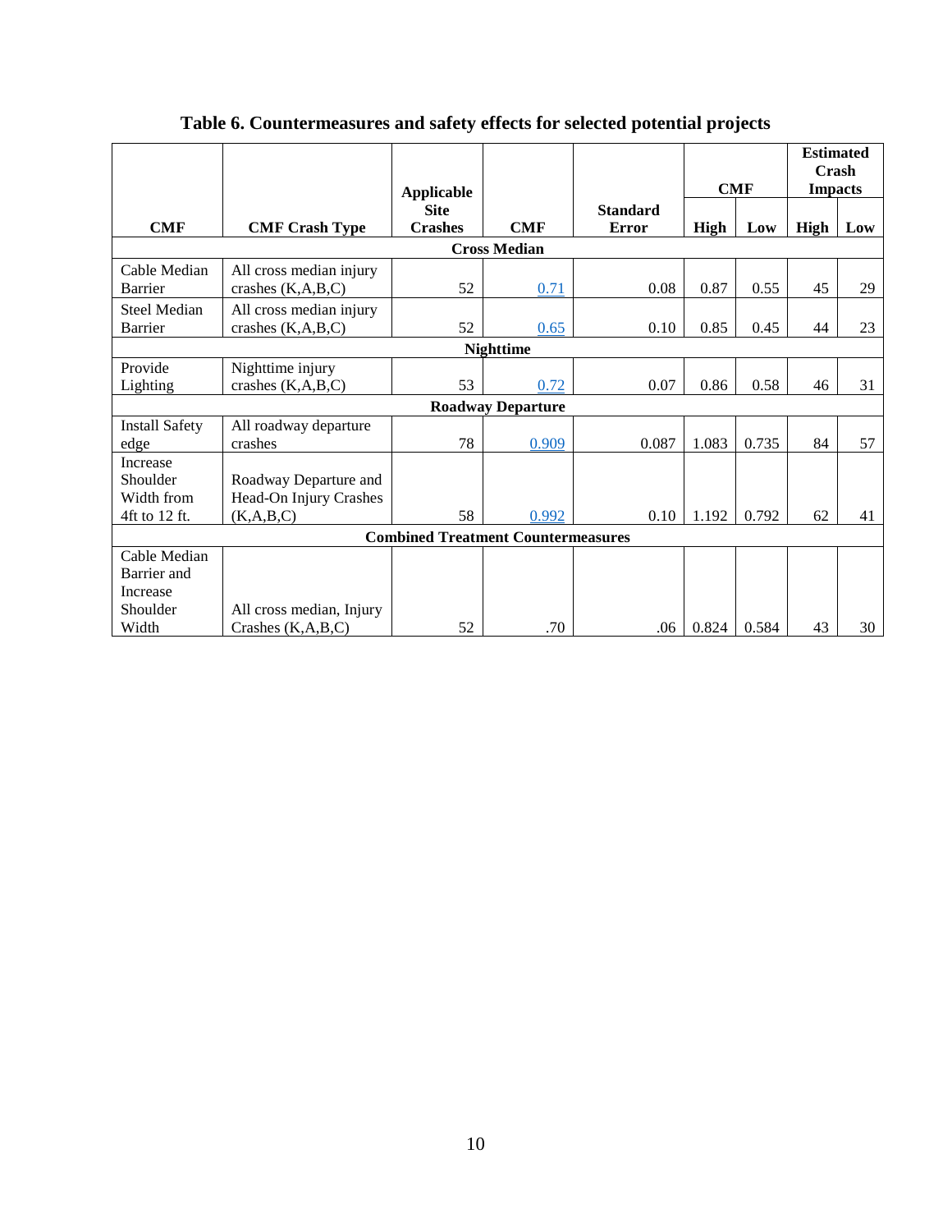**Table 6. Countermeasures and safety effects for selected potential projects**

| CMF | CMF Crash Type | Applicable Site Crashes | CMF | Standard Error | CMF | | Estimated Crash Impacts | |
|---|---|---|---|---|---|---|---|---|
| | | | | | High | Low | High | Low |
| **Cross Median** | | | | | | | | |
| Cable Median Barrier | All cross median injury crashes (K,A,B,C) | 52 | 0.71 | 0.08 | 0.87 | 0.55 | 45 | 29 |
| Steel Median Barrier | All cross median injury crashes (K,A,B,C) | 52 | 0.65 | 0.10 | 0.85 | 0.45 | 44 | 23 |
| **Nighttime** | | | | | | | | |
| Provide Lighting | Nighttime injury crashes (K,A,B,C) | 53 | 0.72 | 0.07 | 0.86 | 0.58 | 46 | 31 |
| **Roadway Departure** | | | | | | | | |
| Install Safety edge | All roadway departure crashes | 78 | 0.909 | 0.087 | 1.083 | 0.735 | 84 | 57 |
| Increase Shoulder Width from 4ft to 12 ft. | Roadway Departure and Head-On Injury Crashes (K,A,B,C) | 58 | 0.992 | 0.10 | 1.192 | 0.792 | 62 | 41 |
| **Combined Treatment Countermeasures** | | | | | | | | |
| Cable Median Barrier and Increase Shoulder Width | All cross median, Injury Crashes (K,A,B,C) | 52 | .70 | .06 | 0.824 | 0.584 | 43 | 30 |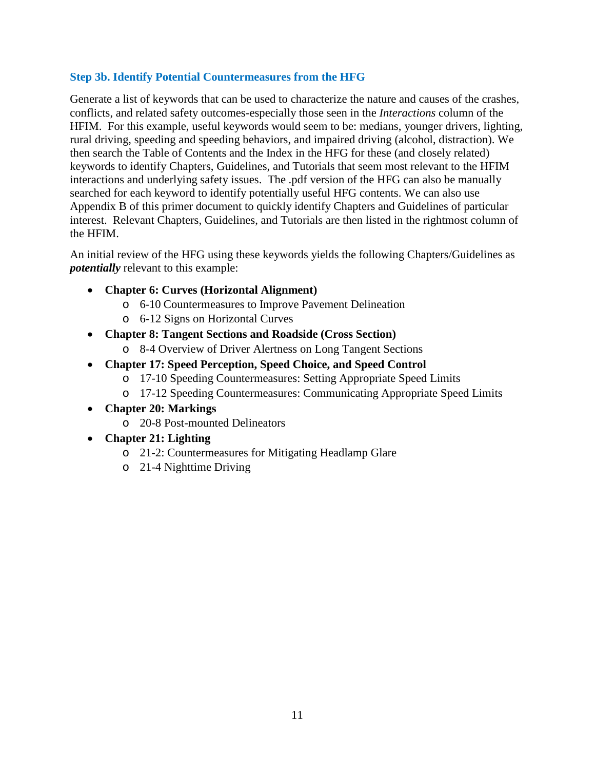### Step 3b. Identify Potential Countermeasures from the HFG

Generate a list of keywords that can be used to characterize the nature and causes of the crashes, conflicts, and related safety outcomes-especially those seen in the *Interactions* column of the HFIM. For this example, useful keywords would seem to be: medians, younger drivers, lighting, rural driving, speeding and speeding behaviors, and impaired driving (alcohol, distraction). We then search the Table of Contents and the Index in the HFG for these (and closely related) keywords to identify Chapters, Guidelines, and Tutorials that seem most relevant to the HFIM interactions and underlying safety issues. The .pdf version of the HFG can also be manually searched for each keyword to identify potentially useful HFG contents. We can also use Appendix B of this primer document to quickly identify Chapters and Guidelines of particular interest. Relevant Chapters, Guidelines, and Tutorials are then listed in the rightmost column of the HFIM.

An initial review of the HFG using these keywords yields the following Chapters/Guidelines as ***potentially*** relevant to this example:

- **Chapter 6: Curves (Horizontal Alignment)**
  - 6-10 Countermeasures to Improve Pavement Delineation
  - 6-12 Signs on Horizontal Curves
- **Chapter 8: Tangent Sections and Roadside (Cross Section)**
  - 8-4 Overview of Driver Alertness on Long Tangent Sections
- **Chapter 17: Speed Perception, Speed Choice, and Speed Control**
  - 17-10 Speeding Countermeasures: Setting Appropriate Speed Limits
  - 17-12 Speeding Countermeasures: Communicating Appropriate Speed Limits
- **Chapter 20: Markings**
  - 20-8 Post-mounted Delineators
- **Chapter 21: Lighting**
  - 21-2: Countermeasures for Mitigating Headlamp Glare
  - 21-4 Nighttime Driving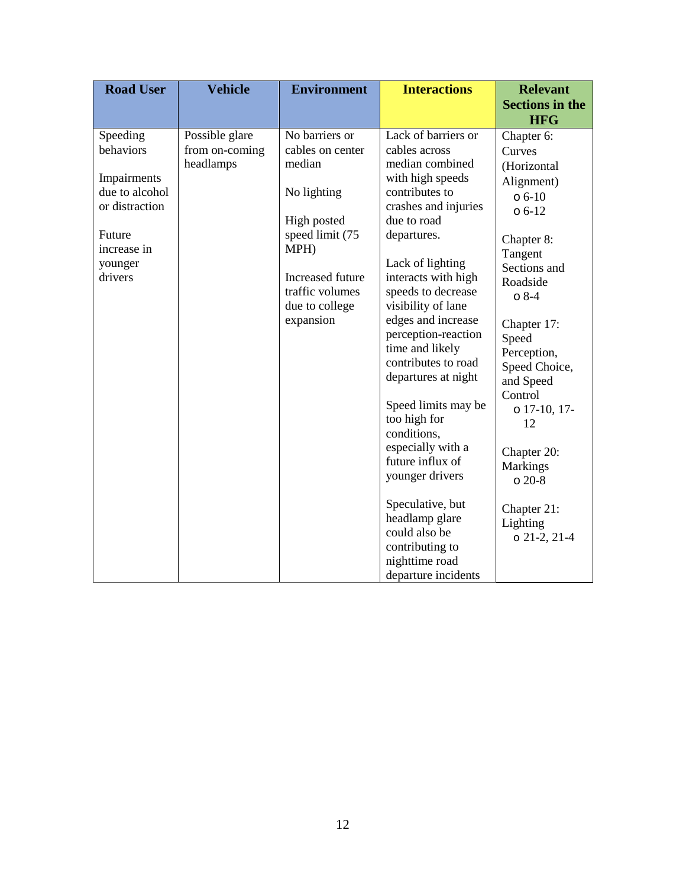| Road User | Vehicle | Environment | Interactions | Relevant Sections in the HFG |
|---|---|---|---|---|
| Speeding behaviors<br><br>Impairments due to alcohol or distraction<br><br>Future increase in younger drivers | Possible glare from on-coming headlamps | No barriers or cables on center median<br><br>No lighting<br><br>High posted speed limit (75 MPH)<br><br>Increased future traffic volumes due to college expansion | Lack of barriers or cables across median combined with high speeds contributes to crashes and injuries due to road departures.<br><br>Lack of lighting interacts with high speeds to decrease visibility of lane edges and increase perception-reaction time and likely contributes to road departures at night<br><br>Speed limits may be too high for conditions, especially with a future influx of younger drivers<br><br>Speculative, but headlamp glare could also be contributing to nighttime road departure incidents | Chapter 6: Curves (Horizontal Alignment)<br>o 6-10<br>o 6-12<br><br>Chapter 8: Tangent Sections and Roadside<br>o 8-4<br><br>Chapter 17: Speed Perception, Speed Choice, and Speed Control<br>o 17-10, 17-12<br><br>Chapter 20: Markings<br>o 20-8<br><br>Chapter 21: Lighting<br>o 21-2, 21-4 |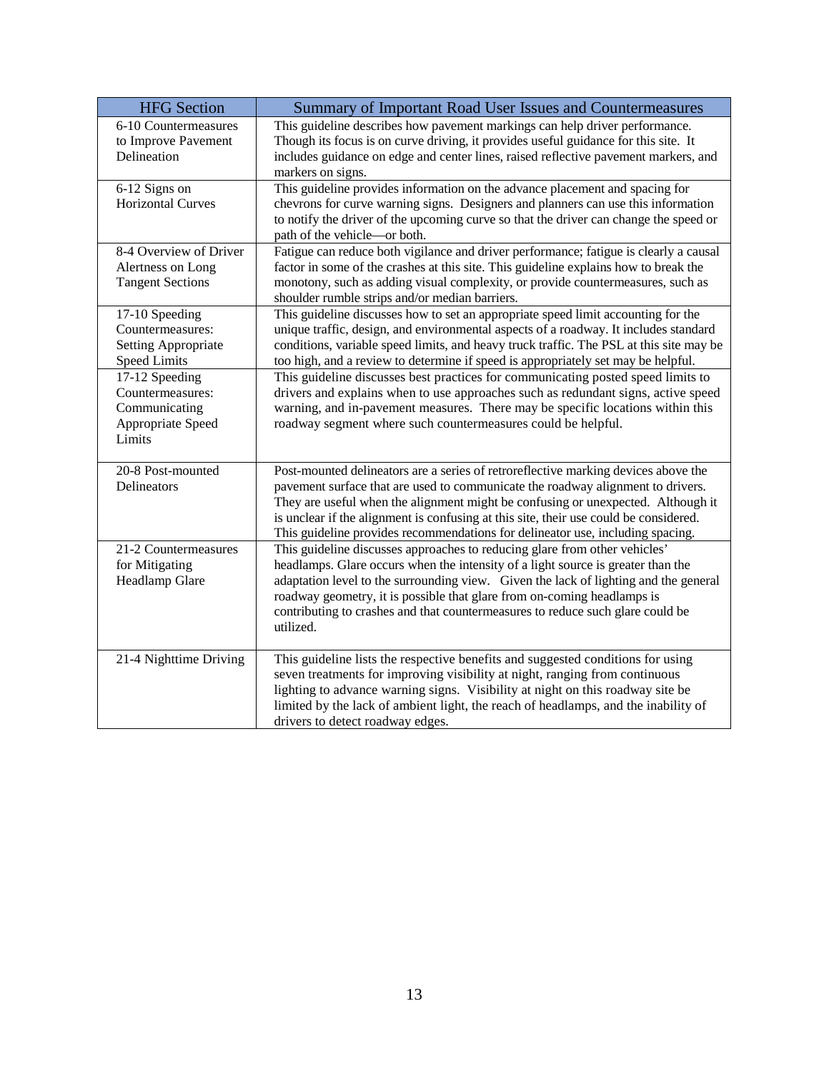| HFG Section | Summary of Important Road User Issues and Countermeasures |
|---|---|
| 6-10 Countermeasures to Improve Pavement Delineation | This guideline describes how pavement markings can help driver performance. Though its focus is on curve driving, it provides useful guidance for this site. It includes guidance on edge and center lines, raised reflective pavement markers, and markers on signs. |
| 6-12 Signs on Horizontal Curves | This guideline provides information on the advance placement and spacing for chevrons for curve warning signs. Designers and planners can use this information to notify the driver of the upcoming curve so that the driver can change the speed or path of the vehicle—or both. |
| 8-4 Overview of Driver Alertness on Long Tangent Sections | Fatigue can reduce both vigilance and driver performance; fatigue is clearly a causal factor in some of the crashes at this site. This guideline explains how to break the monotony, such as adding visual complexity, or provide countermeasures, such as shoulder rumble strips and/or median barriers. |
| 17-10 Speeding Countermeasures: Setting Appropriate Speed Limits | This guideline discusses how to set an appropriate speed limit accounting for the unique traffic, design, and environmental aspects of a roadway. It includes standard conditions, variable speed limits, and heavy truck traffic. The PSL at this site may be too high, and a review to determine if speed is appropriately set may be helpful. |
| 17-12 Speeding Countermeasures: Communicating Appropriate Speed Limits | This guideline discusses best practices for communicating posted speed limits to drivers and explains when to use approaches such as redundant signs, active speed warning, and in-pavement measures. There may be specific locations within this roadway segment where such countermeasures could be helpful. |
| 20-8 Post-mounted Delineators | Post-mounted delineators are a series of retroreflective marking devices above the pavement surface that are used to communicate the roadway alignment to drivers. They are useful when the alignment might be confusing or unexpected. Although it is unclear if the alignment is confusing at this site, their use could be considered. This guideline provides recommendations for delineator use, including spacing. |
| 21-2 Countermeasures for Mitigating Headlamp Glare | This guideline discusses approaches to reducing glare from other vehicles' headlamps. Glare occurs when the intensity of a light source is greater than the adaptation level to the surrounding view. Given the lack of lighting and the general roadway geometry, it is possible that glare from on-coming headlamps is contributing to crashes and that countermeasures to reduce such glare could be utilized. |
| 21-4 Nighttime Driving | This guideline lists the respective benefits and suggested conditions for using seven treatments for improving visibility at night, ranging from continuous lighting to advance warning signs. Visibility at night on this roadway site be limited by the lack of ambient light, the reach of headlamps, and the inability of drivers to detect roadway edges. |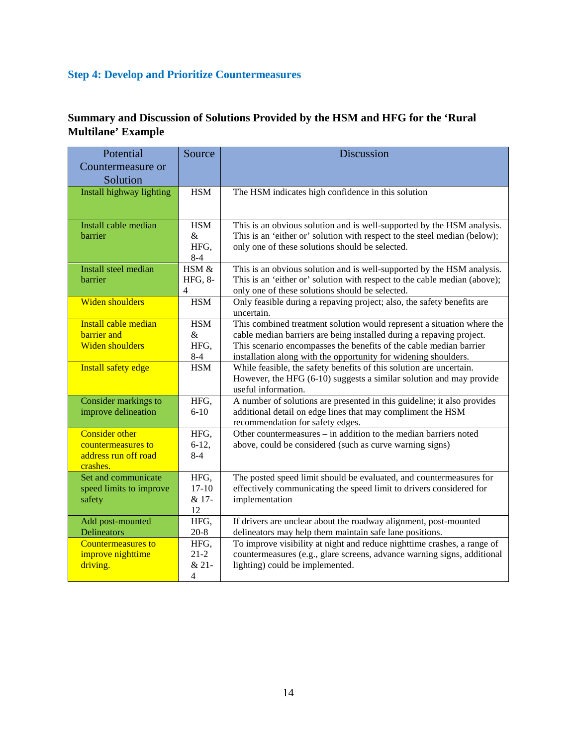### Step 4: Develop and Prioritize Countermeasures

**Summary and Discussion of Solutions Provided by the HSM and HFG for the 'Rural Multilane' Example**

| Potential Countermeasure or Solution | Source | Discussion |
|---|---|---|
| Install highway lighting | HSM | The HSM indicates high confidence in this solution |
| Install cable median barrier | HSM & HFG, 8-4 | This is an obvious solution and is well-supported by the HSM analysis. This is an 'either or' solution with respect to the steel median (below); only one of these solutions should be selected. |
| Install steel median barrier | HSM & HFG, 8-4 | This is an obvious solution and is well-supported by the HSM analysis. This is an 'either or' solution with respect to the cable median (above); only one of these solutions should be selected. |
| Widen shoulders | HSM | Only feasible during a repaving project; also, the safety benefits are uncertain. |
| Install cable median barrier and Widen shoulders | HSM & HFG, 8-4 | This combined treatment solution would represent a situation where the cable median barriers are being installed during a repaving project. This scenario encompasses the benefits of the cable median barrier installation along with the opportunity for widening shoulders. |
| Install safety edge | HSM | While feasible, the safety benefits of this solution are uncertain. However, the HFG (6-10) suggests a similar solution and may provide useful information. |
| Consider markings to improve delineation | HFG, 6-10 | A number of solutions are presented in this guideline; it also provides additional detail on edge lines that may compliment the HSM recommendation for safety edges. |
| Consider other countermeasures to address run off road crashes. | HFG, 6-12, 8-4 | Other countermeasures – in addition to the median barriers noted above, could be considered (such as curve warning signs) |
| Set and communicate speed limits to improve safety | HFG, 17-10 & 17-12 | The posted speed limit should be evaluated, and countermeasures for effectively communicating the speed limit to drivers considered for implementation |
| Add post-mounted Delineators | HFG, 20-8 | If drivers are unclear about the roadway alignment, post-mounted delineators may help them maintain safe lane positions. |
| Countermeasures to improve nighttime driving. | HFG, 21-2 & 21-4 | To improve visibility at night and reduce nighttime crashes, a range of countermeasures (e.g., glare screens, advance warning signs, additional lighting) could be implemented. |